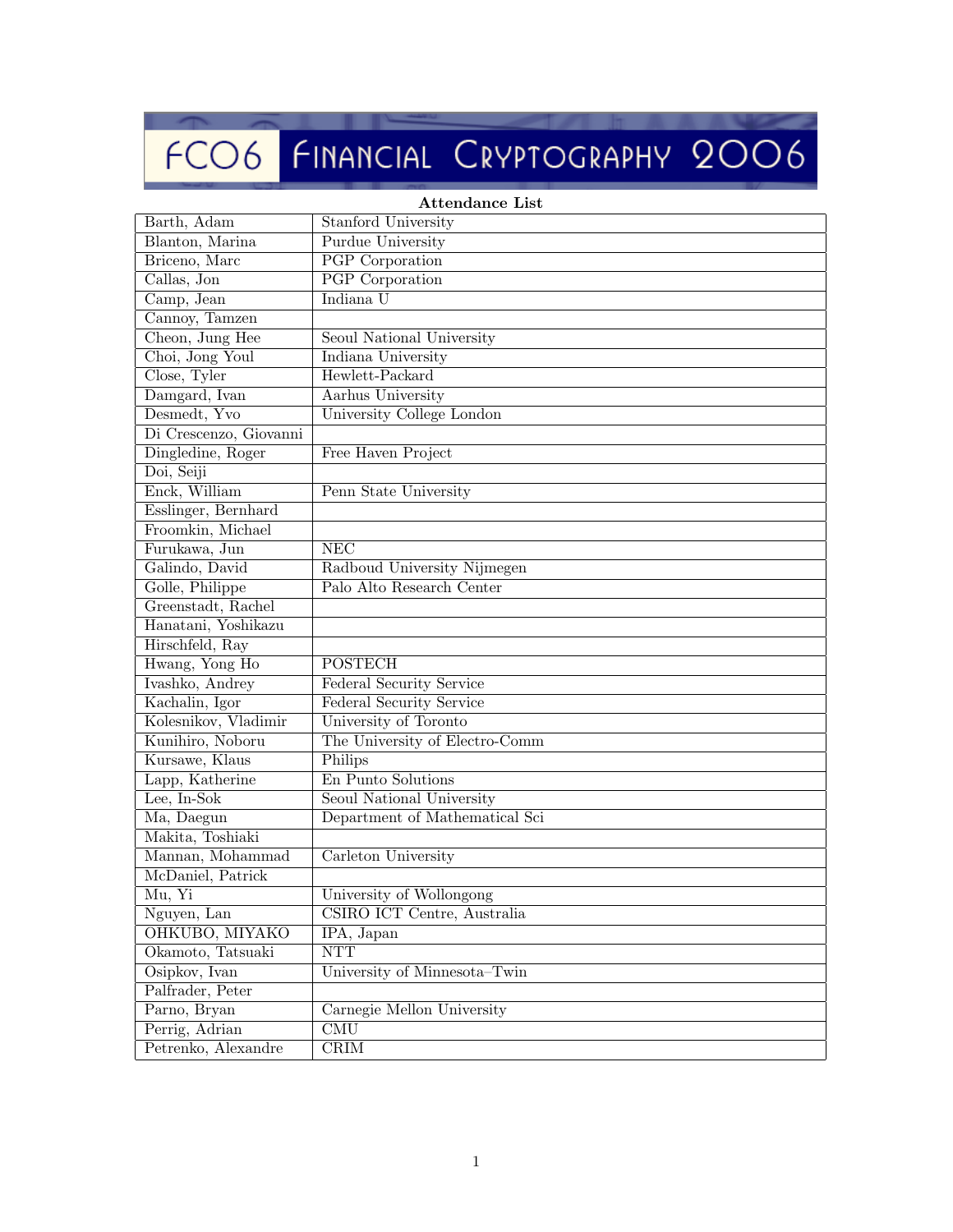# FC06 Financial Cryptography 2006

**Attendance List**

| | |
|---|---|
| Barth, Adam | Stanford University |
| Blanton, Marina | Purdue University |
| Briceno, Marc | PGP Corporation |
| Callas, Jon | PGP Corporation |
| Camp, Jean | Indiana U |
| Cannoy, Tamzen | |
| Cheon, Jung Hee | Seoul National University |
| Choi, Jong Youl | Indiana University |
| Close, Tyler | Hewlett-Packard |
| Damgard, Ivan | Aarhus University |
| Desmedt, Yvo | University College London |
| Di Crescenzo, Giovanni | |
| Dingledine, Roger | Free Haven Project |
| Doi, Seiji | |
| Enck, William | Penn State University |
| Esslinger, Bernhard | |
| Froomkin, Michael | |
| Furukawa, Jun | NEC |
| Galindo, David | Radboud University Nijmegen |
| Golle, Philippe | Palo Alto Research Center |
| Greenstadt, Rachel | |
| Hanatani, Yoshikazu | |
| Hirschfeld, Ray | |
| Hwang, Yong Ho | POSTECH |
| Ivashko, Andrey | Federal Security Service |
| Kachalin, Igor | Federal Security Service |
| Kolesnikov, Vladimir | University of Toronto |
| Kunihiro, Noboru | The University of Electro-Comm |
| Kursawe, Klaus | Philips |
| Lapp, Katherine | En Punto Solutions |
| Lee, In-Sok | Seoul National University |
| Ma, Daegun | Department of Mathematical Sci |
| Makita, Toshiaki | |
| Mannan, Mohammad | Carleton University |
| McDaniel, Patrick | |
| Mu, Yi | University of Wollongong |
| Nguyen, Lan | CSIRO ICT Centre, Australia |
| OHKUBO, MIYAKO | IPA, Japan |
| Okamoto, Tatsuaki | NTT |
| Osipkov, Ivan | University of Minnesota–Twin |
| Palfrader, Peter | |
| Parno, Bryan | Carnegie Mellon University |
| Perrig, Adrian | CMU |
| Petrenko, Alexandre | CRIM |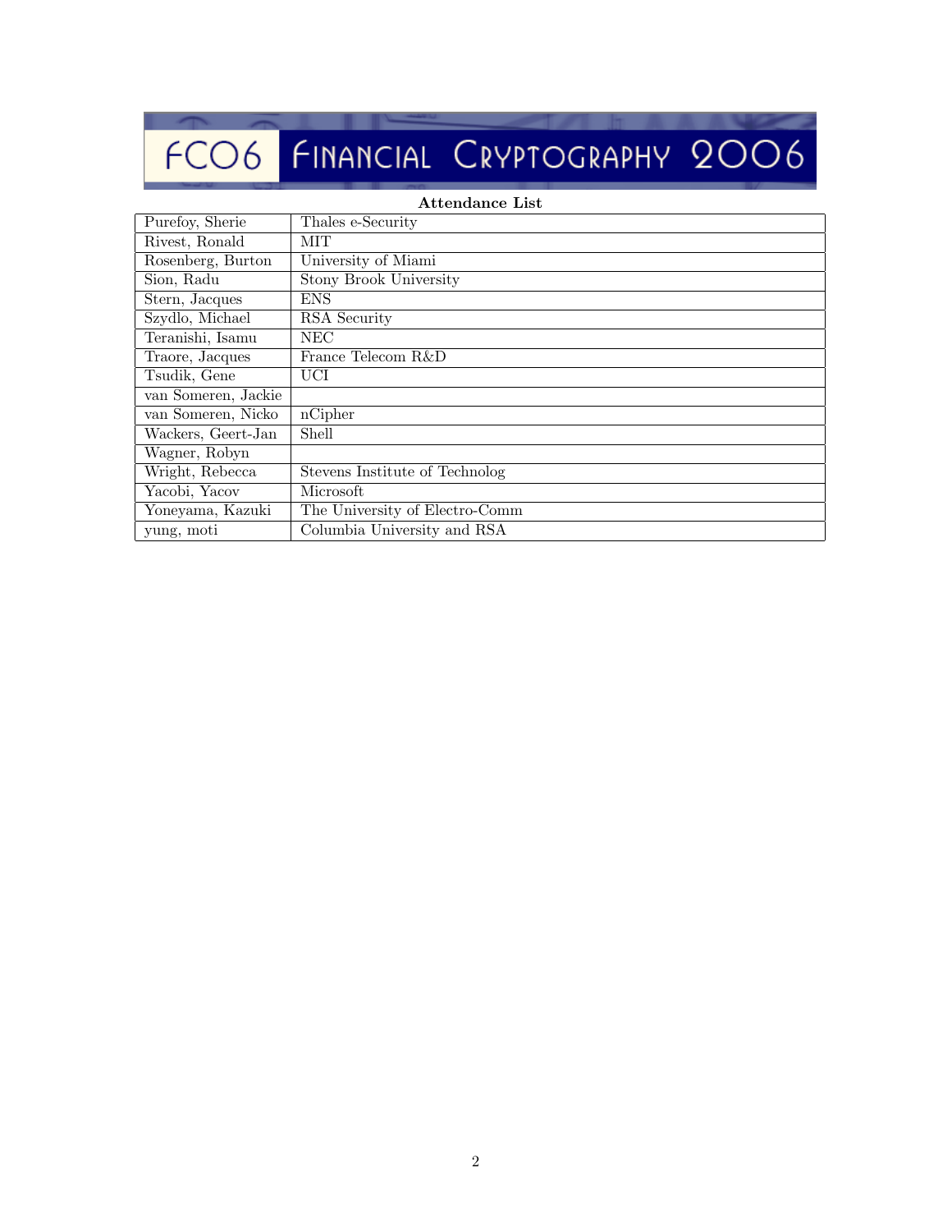FC06 FINANCIAL CRYPTOGRAPHY 2006

**Attendance List**

| | |
|---|---|
| Purefoy, Sherie | Thales e-Security |
| Rivest, Ronald | MIT |
| Rosenberg, Burton | University of Miami |
| Sion, Radu | Stony Brook University |
| Stern, Jacques | ENS |
| Szydlo, Michael | RSA Security |
| Teranishi, Isamu | NEC |
| Traore, Jacques | France Telecom R&D |
| Tsudik, Gene | UCI |
| van Someren, Jackie | |
| van Someren, Nicko | nCipher |
| Wackers, Geert-Jan | Shell |
| Wagner, Robyn | |
| Wright, Rebecca | Stevens Institute of Technolog |
| Yacobi, Yacov | Microsoft |
| Yoneyama, Kazuki | The University of Electro-Comm |
| yung, moti | Columbia University and RSA |